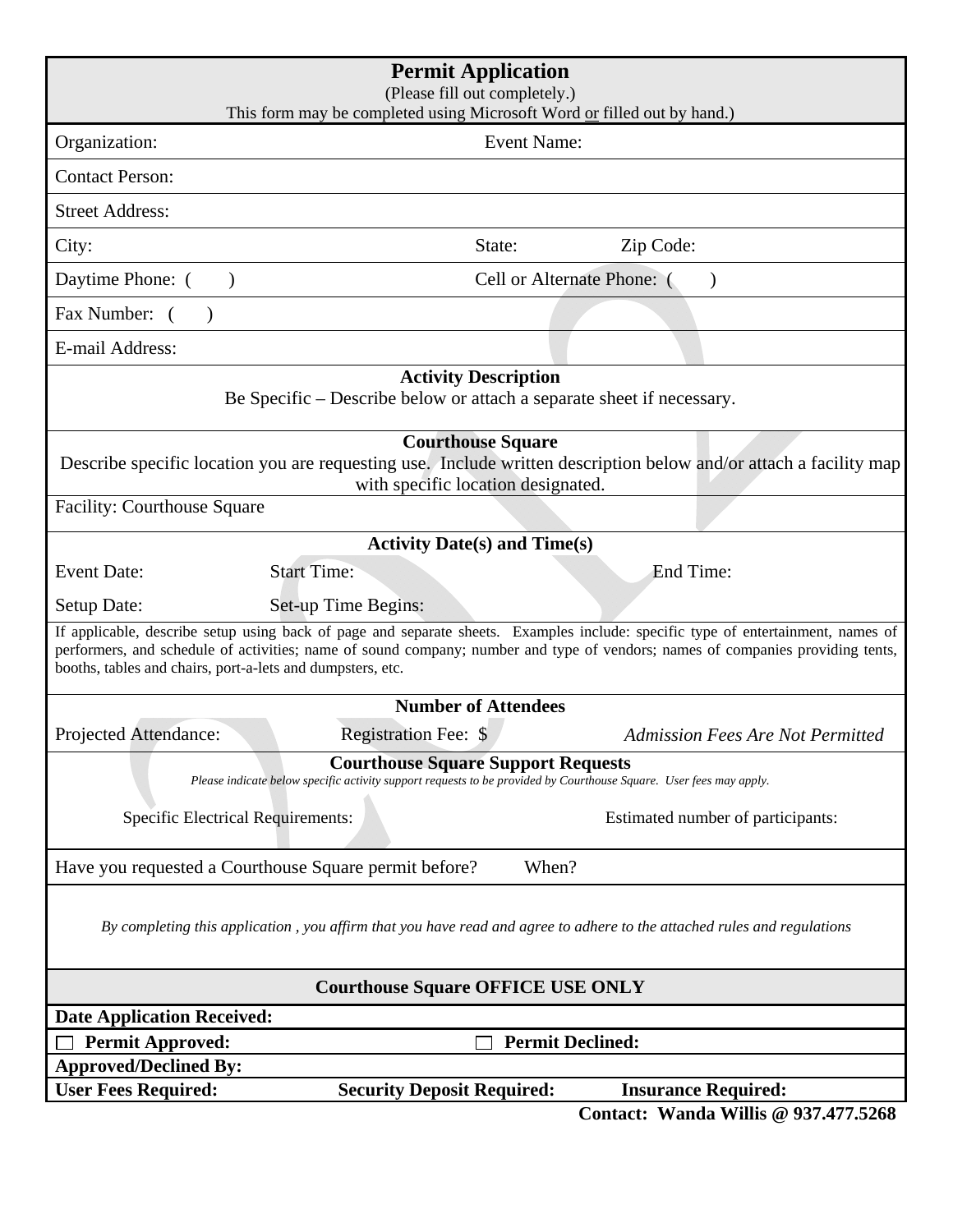# Permit Application

(Please fill out completely.)
This form may be completed using Microsoft Word or filled out by hand.)

Organization: Event Name:

Contact Person:

Street Address:

City: State: Zip Code:

Daytime Phone: ( ) Cell or Alternate Phone: ( )

Fax Number: ( )

E-mail Address:

**Activity Description**

Be Specific – Describe below or attach a separate sheet if necessary.

**Courthouse Square**

Describe specific location you are requesting use. Include written description below and/or attach a facility map with specific location designated.

Facility: Courthouse Square

**Activity Date(s) and Time(s)**

Event Date: Start Time: End Time:

Setup Date: Set-up Time Begins:

If applicable, describe setup using back of page and separate sheets. Examples include: specific type of entertainment, names of performers, and schedule of activities; name of sound company; number and type of vendors; names of companies providing tents, booths, tables and chairs, port-a-lets and dumpsters, etc.

**Number of Attendees**

Projected Attendance: Registration Fee: $ *Admission Fees Are Not Permitted*

**Courthouse Square Support Requests**

*Please indicate below specific activity support requests to be provided by Courthouse Square. User fees may apply.*

Specific Electrical Requirements: Estimated number of participants:

Have you requested a Courthouse Square permit before? When?

*By completing this application , you affirm that you have read and agree to adhere to the attached rules and regulations*

**Courthouse Square OFFICE USE ONLY**

**Date Application Received:**

☐ **Permit Approved:** ☐ **Permit Declined:**

**Approved/Declined By:**

**User Fees Required:** **Security Deposit Required:** **Insurance Required:**

**Contact: Wanda Willis @ 937.477.5268**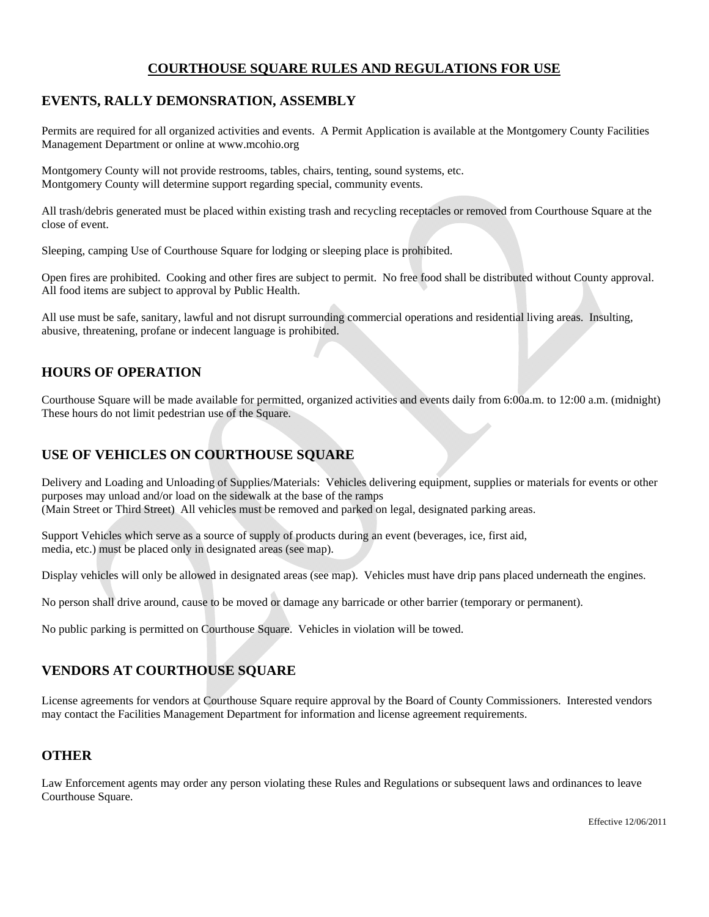# COURTHOUSE SQUARE RULES AND REGULATIONS FOR USE

## EVENTS, RALLY DEMONSRATION, ASSEMBLY

Permits are required for all organized activities and events. A Permit Application is available at the Montgomery County Facilities Management Department or online at www.mcohio.org

Montgomery County will not provide restrooms, tables, chairs, tenting, sound systems, etc.
Montgomery County will determine support regarding special, community events.

All trash/debris generated must be placed within existing trash and recycling receptacles or removed from Courthouse Square at the close of event.

Sleeping, camping Use of Courthouse Square for lodging or sleeping place is prohibited.

Open fires are prohibited. Cooking and other fires are subject to permit. No free food shall be distributed without County approval. All food items are subject to approval by Public Health.

All use must be safe, sanitary, lawful and not disrupt surrounding commercial operations and residential living areas. Insulting, abusive, threatening, profane or indecent language is prohibited.

## HOURS OF OPERATION

Courthouse Square will be made available for permitted, organized activities and events daily from 6:00a.m. to 12:00 a.m. (midnight) These hours do not limit pedestrian use of the Square.

## USE OF VEHICLES ON COURTHOUSE SQUARE

Delivery and Loading and Unloading of Supplies/Materials: Vehicles delivering equipment, supplies or materials for events or other purposes may unload and/or load on the sidewalk at the base of the ramps
(Main Street or Third Street) All vehicles must be removed and parked on legal, designated parking areas.

Support Vehicles which serve as a source of supply of products during an event (beverages, ice, first aid, media, etc.) must be placed only in designated areas (see map).

Display vehicles will only be allowed in designated areas (see map). Vehicles must have drip pans placed underneath the engines.

No person shall drive around, cause to be moved or damage any barricade or other barrier (temporary or permanent).

No public parking is permitted on Courthouse Square. Vehicles in violation will be towed.

## VENDORS AT COURTHOUSE SQUARE

License agreements for vendors at Courthouse Square require approval by the Board of County Commissioners. Interested vendors may contact the Facilities Management Department for information and license agreement requirements.

## OTHER

Law Enforcement agents may order any person violating these Rules and Regulations or subsequent laws and ordinances to leave Courthouse Square.

Effective 12/06/2011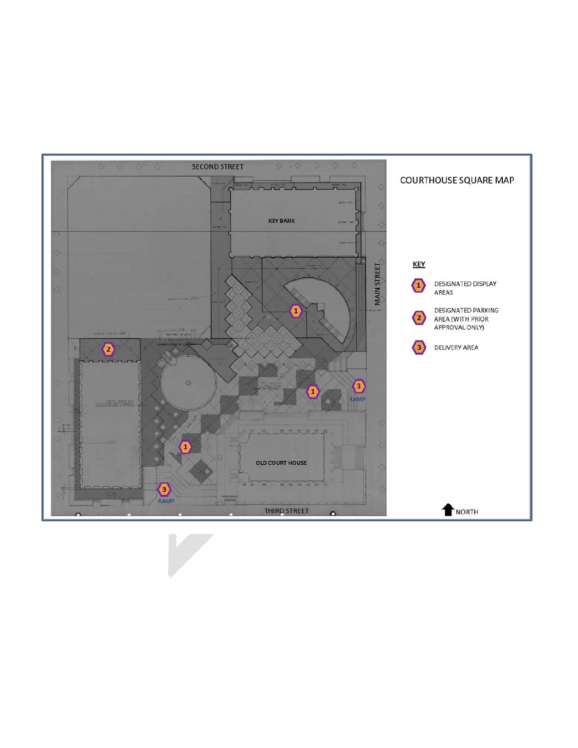# COURTHOUSE SQUARE MAP

SECOND STREET

KEY BANK

MAIN STREET

OLD COURT HOUSE

THIRD STREET

RAMP

RAMP

**KEY**

1 DESIGNATED DISPLAY AREAS

2 DESIGNATED PARKING AREA (WITH PRIOR APPROVAL ONLY)

3 DELIVERY AREA

NORTH